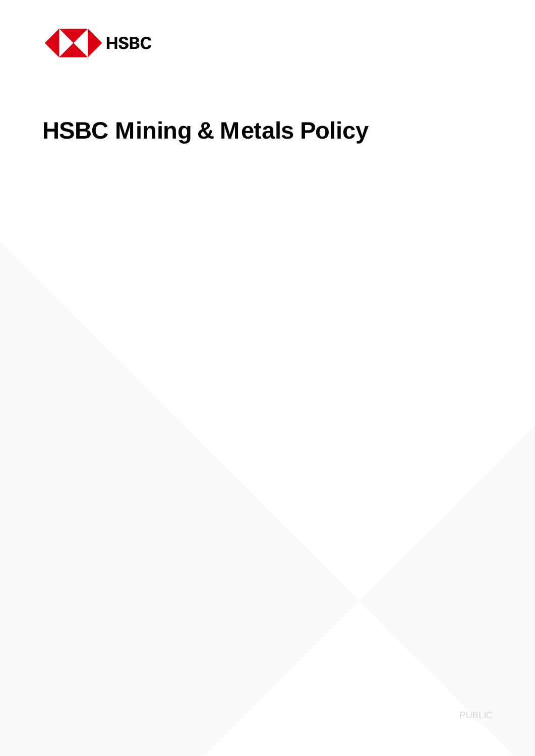HSBC

# HSBC Mining & Metals Policy

PUBLIC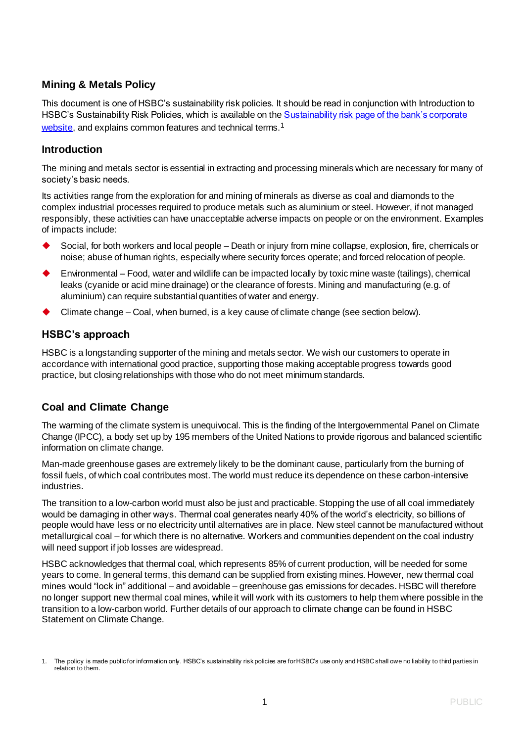## Mining & Metals Policy

This document is one of HSBC's sustainability risk policies. It should be read in conjunction with Introduction to HSBC's Sustainability Risk Policies, which is available on the [Sustainability risk page of the bank's corporate website](), and explains common features and technical terms.[1]

## Introduction

The mining and metals sector is essential in extracting and processing minerals which are necessary for many of society's basic needs.

Its activities range from the exploration for and mining of minerals as diverse as coal and diamonds to the complex industrial processes required to produce metals such as aluminium or steel. However, if not managed responsibly, these activities can have unacceptable adverse impacts on people or on the environment. Examples of impacts include:

- Social, for both workers and local people – Death or injury from mine collapse, explosion, fire, chemicals or noise; abuse of human rights, especially where security forces operate; and forced relocation of people.
- Environmental – Food, water and wildlife can be impacted locally by toxic mine waste (tailings), chemical leaks (cyanide or acid mine drainage) or the clearance of forests. Mining and manufacturing (e.g. of aluminium) can require substantial quantities of water and energy.
- Climate change – Coal, when burned, is a key cause of climate change (see section below).

## HSBC's approach

HSBC is a longstanding supporter of the mining and metals sector. We wish our customers to operate in accordance with international good practice, supporting those making acceptable progress towards good practice, but closing relationships with those who do not meet minimum standards.

## Coal and Climate Change

The warming of the climate system is unequivocal. This is the finding of the Intergovernmental Panel on Climate Change (IPCC), a body set up by 195 members of the United Nations to provide rigorous and balanced scientific information on climate change.

Man-made greenhouse gases are extremely likely to be the dominant cause, particularly from the burning of fossil fuels, of which coal contributes most. The world must reduce its dependence on these carbon-intensive industries.

The transition to a low-carbon world must also be just and practicable. Stopping the use of all coal immediately would be damaging in other ways. Thermal coal generates nearly 40% of the world's electricity, so billions of people would have less or no electricity until alternatives are in place. New steel cannot be manufactured without metallurgical coal – for which there is no alternative. Workers and communities dependent on the coal industry will need support if job losses are widespread.

HSBC acknowledges that thermal coal, which represents 85% of current production, will be needed for some years to come. In general terms, this demand can be supplied from existing mines. However, new thermal coal mines would "lock in" additional – and avoidable – greenhouse gas emissions for decades. HSBC will therefore no longer support new thermal coal mines, while it will work with its customers to help them where possible in the transition to a low-carbon world. Further details of our approach to climate change can be found in HSBC Statement on Climate Change.

1. The policy is made public for information only. HSBC's sustainability risk policies are for HSBC's use only and HSBC shall owe no liability to third parties in relation to them.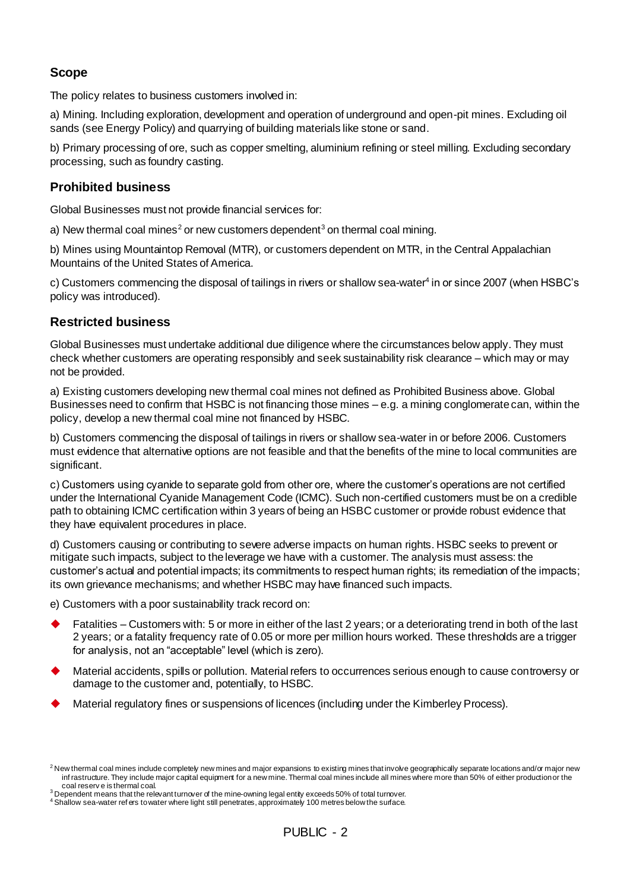## Scope

The policy relates to business customers involved in:

a) Mining. Including exploration, development and operation of underground and open-pit mines. Excluding oil sands (see Energy Policy) and quarrying of building materials like stone or sand.

b) Primary processing of ore, such as copper smelting, aluminium refining or steel milling. Excluding secondary processing, such as foundry casting.

## Prohibited business

Global Businesses must not provide financial services for:

a) New thermal coal mines[2] or new customers dependent[3] on thermal coal mining.

b) Mines using Mountaintop Removal (MTR), or customers dependent on MTR, in the Central Appalachian Mountains of the United States of America.

c) Customers commencing the disposal of tailings in rivers or shallow sea-water[4] in or since 2007 (when HSBC's policy was introduced).

## Restricted business

Global Businesses must undertake additional due diligence where the circumstances below apply. They must check whether customers are operating responsibly and seek sustainability risk clearance – which may or may not be provided.

a) Existing customers developing new thermal coal mines not defined as Prohibited Business above. Global Businesses need to confirm that HSBC is not financing those mines – e.g. a mining conglomerate can, within the policy, develop a new thermal coal mine not financed by HSBC.

b) Customers commencing the disposal of tailings in rivers or shallow sea-water in or before 2006. Customers must evidence that alternative options are not feasible and that the benefits of the mine to local communities are significant.

c) Customers using cyanide to separate gold from other ore, where the customer's operations are not certified under the International Cyanide Management Code (ICMC). Such non-certified customers must be on a credible path to obtaining ICMC certification within 3 years of being an HSBC customer or provide robust evidence that they have equivalent procedures in place.

d) Customers causing or contributing to severe adverse impacts on human rights. HSBC seeks to prevent or mitigate such impacts, subject to the leverage we have with a customer. The analysis must assess: the customer's actual and potential impacts; its commitments to respect human rights; its remediation of the impacts; its own grievance mechanisms; and whether HSBC may have financed such impacts.

e) Customers with a poor sustainability track record on:

- Fatalities – Customers with: 5 or more in either of the last 2 years; or a deteriorating trend in both of the last 2 years; or a fatality frequency rate of 0.05 or more per million hours worked. These thresholds are a trigger for analysis, not an "acceptable" level (which is zero).
- Material accidents, spills or pollution. Material refers to occurrences serious enough to cause controversy or damage to the customer and, potentially, to HSBC.
- Material regulatory fines or suspensions of licences (including under the Kimberley Process).

[2] New thermal coal mines include completely new mines and major expansions to existing mines that involve geographically separate locations and/or major new infrastructure. They include major capital equipment for a new mine. Thermal coal mines include all mines where more than 50% of either production or the coal reserve is thermal coal.

[3] Dependent means that the relevant turnover of the mine-owning legal entity exceeds 50% of total turnover.

[4] Shallow sea-water refers to water where light still penetrates, approximately 100 metres below the surface.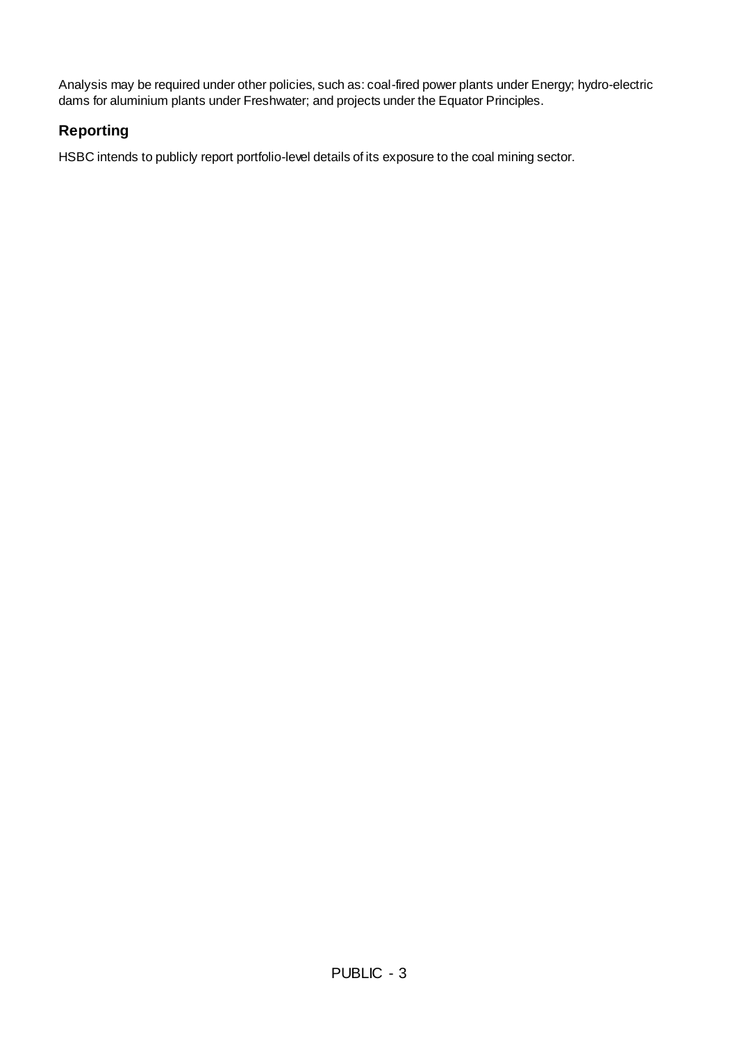Analysis may be required under other policies, such as: coal-fired power plants under Energy; hydro-electric dams for aluminium plants under Freshwater; and projects under the Equator Principles.

## Reporting

HSBC intends to publicly report portfolio-level details of its exposure to the coal mining sector.